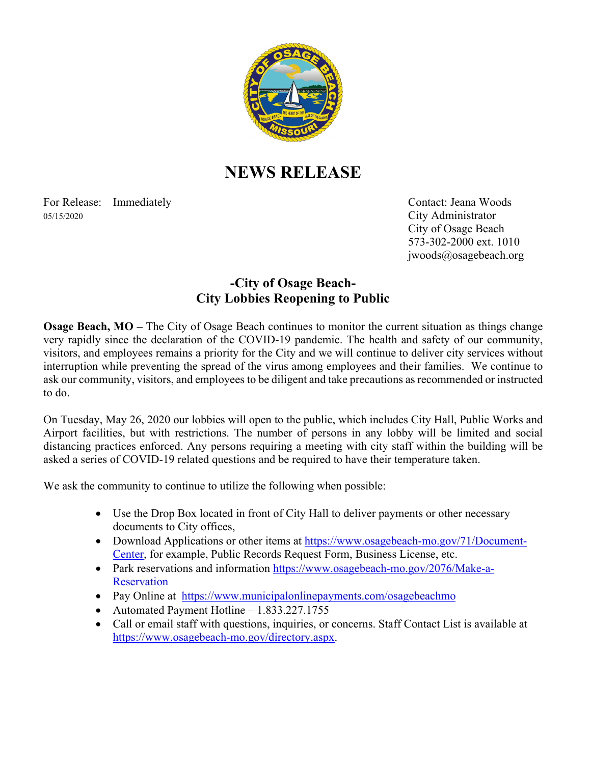# NEWS RELEASE

For Release: Immediately
05/15/2020

Contact: Jeana Woods
City Administrator
City of Osage Beach
573-302-2000 ext. 1010
jwoods@osagebeach.org

## -City of Osage Beach-
## City Lobbies Reopening to Public

**Osage Beach, MO –** The City of Osage Beach continues to monitor the current situation as things change very rapidly since the declaration of the COVID-19 pandemic. The health and safety of our community, visitors, and employees remains a priority for the City and we will continue to deliver city services without interruption while preventing the spread of the virus among employees and their families. We continue to ask our community, visitors, and employees to be diligent and take precautions as recommended or instructed to do.

On Tuesday, May 26, 2020 our lobbies will open to the public, which includes City Hall, Public Works and Airport facilities, but with restrictions. The number of persons in any lobby will be limited and social distancing practices enforced. Any persons requiring a meeting with city staff within the building will be asked a series of COVID-19 related questions and be required to have their temperature taken.

We ask the community to continue to utilize the following when possible:

- Use the Drop Box located in front of City Hall to deliver payments or other necessary documents to City offices,
- Download Applications or other items at https://www.osagebeach-mo.gov/71/Document-Center, for example, Public Records Request Form, Business License, etc.
- Park reservations and information https://www.osagebeach-mo.gov/2076/Make-a-Reservation
- Pay Online at https://www.municipalonlinepayments.com/osagebeachmo
- Automated Payment Hotline – 1.833.227.1755
- Call or email staff with questions, inquiries, or concerns. Staff Contact List is available at https://www.osagebeach-mo.gov/directory.aspx.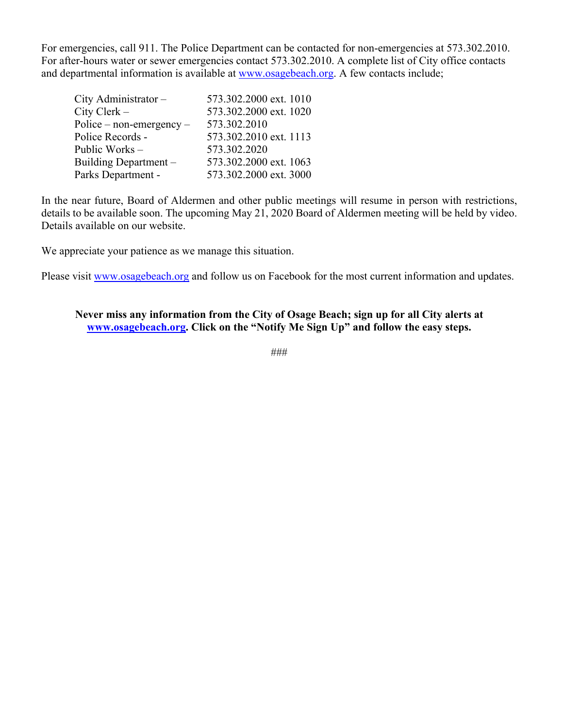For emergencies, call 911. The Police Department can be contacted for non-emergencies at 573.302.2010. For after-hours water or sewer emergencies contact 573.302.2010. A complete list of City office contacts and departmental information is available at www.osagebeach.org. A few contacts include;

| | |
|---|---|
| City Administrator – | 573.302.2000 ext. 1010 |
| City Clerk – | 573.302.2000 ext. 1020 |
| Police – non-emergency – | 573.302.2010 |
| Police Records - | 573.302.2010 ext. 1113 |
| Public Works – | 573.302.2020 |
| Building Department – | 573.302.2000 ext. 1063 |
| Parks Department - | 573.302.2000 ext. 3000 |

In the near future, Board of Aldermen and other public meetings will resume in person with restrictions, details to be available soon. The upcoming May 21, 2020 Board of Aldermen meeting will be held by video. Details available on our website.

We appreciate your patience as we manage this situation.

Please visit www.osagebeach.org and follow us on Facebook for the most current information and updates.

**Never miss any information from the City of Osage Beach; sign up for all City alerts at www.osagebeach.org. Click on the "Notify Me Sign Up" and follow the easy steps.**

###